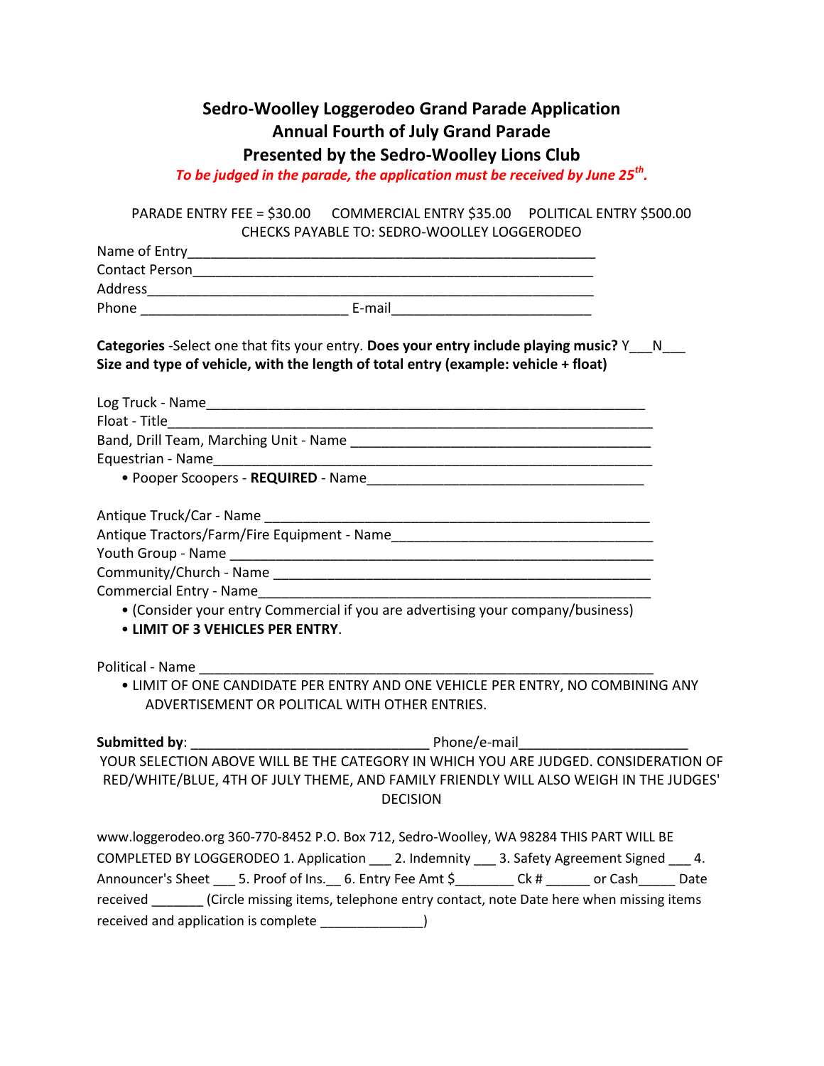# Sedro-Woolley Loggerodeo Grand Parade Application
## Annual Fourth of July Grand Parade
## Presented by the Sedro-Woolley Lions Club

***To be judged in the parade, the application must be received by June 25th.***

PARADE ENTRY FEE = $30.00 COMMERCIAL ENTRY $35.00 POLITICAL ENTRY $500.00
CHECKS PAYABLE TO: SEDRO-WOOLLEY LOGGERODEO

Name of Entry_______________________________________________________
Contact Person______________________________________________________
Address____________________________________________________________
Phone ___________________________ E-mail_________________________

**Categories** -Select one that fits your entry. **Does your entry include playing music?** Y___N___
**Size and type of vehicle, with the length of total entry (example: vehicle + float)**

Log Truck - Name_____________________________________________________
Float - Title__________________________________________________________
Band, Drill Team, Marching Unit - Name _______________________________
Equestrian - Name____________________________________________________
- Pooper Scoopers - **REQUIRED** - Name___________________________________

Antique Truck/Car - Name _____________________________________________
Antique Tractors/Farm/Fire Equipment - Name____________________________
Youth Group - Name __________________________________________________
Community/Church - Name ______________________________________________
Commercial Entry - Name_______________________________________________
- (Consider your entry Commercial if you are advertising your company/business)
- **LIMIT OF 3 VEHICLES PER ENTRY**.

Political - Name ______________________________________________________
- LIMIT OF ONE CANDIDATE PER ENTRY AND ONE VEHICLE PER ENTRY, NO COMBINING ANY ADVERTISEMENT OR POLITICAL WITH OTHER ENTRIES.

**Submitted by**: ________________________________ Phone/e-mail______________________

YOUR SELECTION ABOVE WILL BE THE CATEGORY IN WHICH YOU ARE JUDGED. CONSIDERATION OF RED/WHITE/BLUE, 4TH OF JULY THEME, AND FAMILY FRIENDLY WILL ALSO WEIGH IN THE JUDGES' DECISION

www.loggerodeo.org 360-770-8452 P.O. Box 712, Sedro-Woolley, WA 98284 THIS PART WILL BE COMPLETED BY LOGGERODEO 1. Application ___ 2. Indemnity ___ 3. Safety Agreement Signed ___ 4. Announcer's Sheet ___ 5. Proof of Ins.__ 6. Entry Fee Amt $________ Ck # ______ or Cash_____ Date received _______ (Circle missing items, telephone entry contact, note Date here when missing items received and application is complete ______________)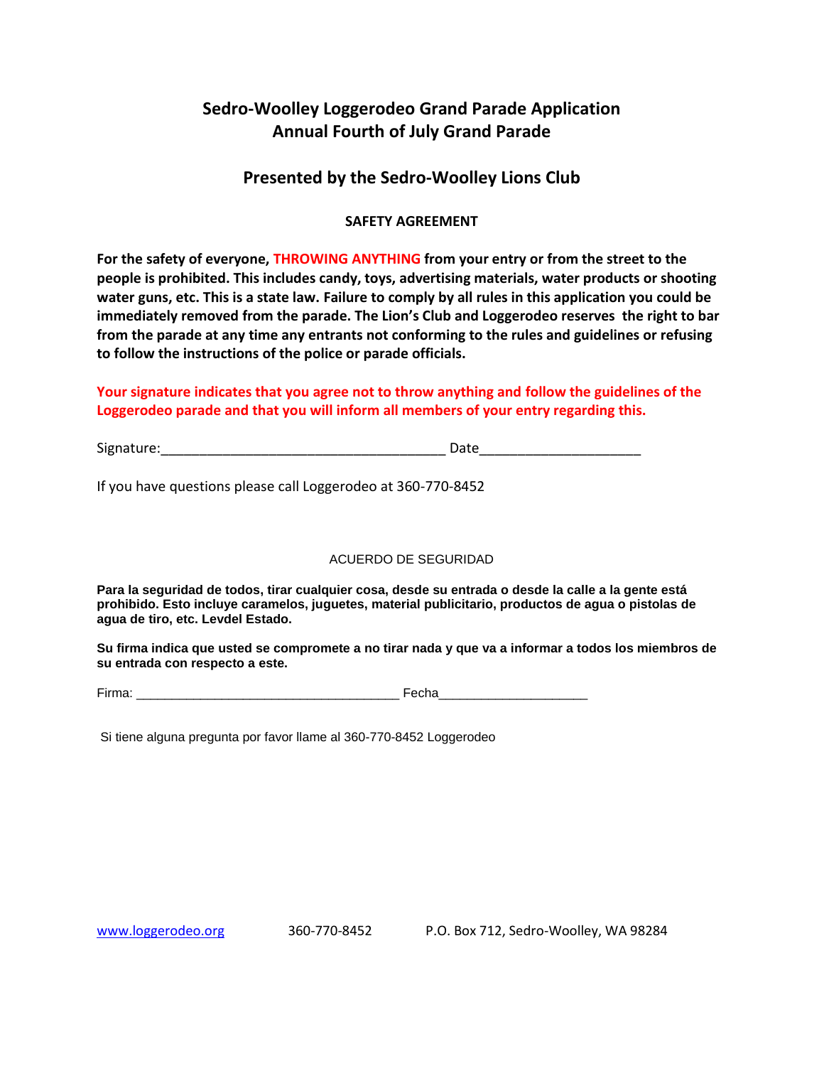# Sedro-Woolley Loggerodeo Grand Parade Application
# Annual Fourth of July Grand Parade

## Presented by the Sedro-Woolley Lions Club

### SAFETY AGREEMENT

**For the safety of everyone, THROWING ANYTHING from your entry or from the street to the people is prohibited. This includes candy, toys, advertising materials, water products or shooting water guns, etc. This is a state law. Failure to comply by all rules in this application you could be immediately removed from the parade. The Lion's Club and Loggerodeo reserves the right to bar from the parade at any time any entrants not conforming to the rules and guidelines or refusing to follow the instructions of the police or parade officials.**

**Your signature indicates that you agree not to throw anything and follow the guidelines of the Loggerodeo parade and that you will inform all members of your entry regarding this.**

Signature:_____________________________________ Date____________________

If you have questions please call Loggerodeo at 360-770-8452

### ACUERDO DE SEGURIDAD

**Para la seguridad de todos, tirar cualquier cosa, desde su entrada o desde la calle a la gente está prohibido. Esto incluye caramelos, juguetes, material publicitario, productos de agua o pistolas de agua de tiro, etc. Levdel Estado.**

**Su firma indica que usted se compromete a no tirar nada y que va a informar a todos los miembros de su entrada con respecto a este.**

Firma: __________________________________ Fecha____________________

Si tiene alguna pregunta por favor llame al 360-770-8452 Loggerodeo

www.loggerodeo.org 360-770-8452 P.O. Box 712, Sedro-Woolley, WA 98284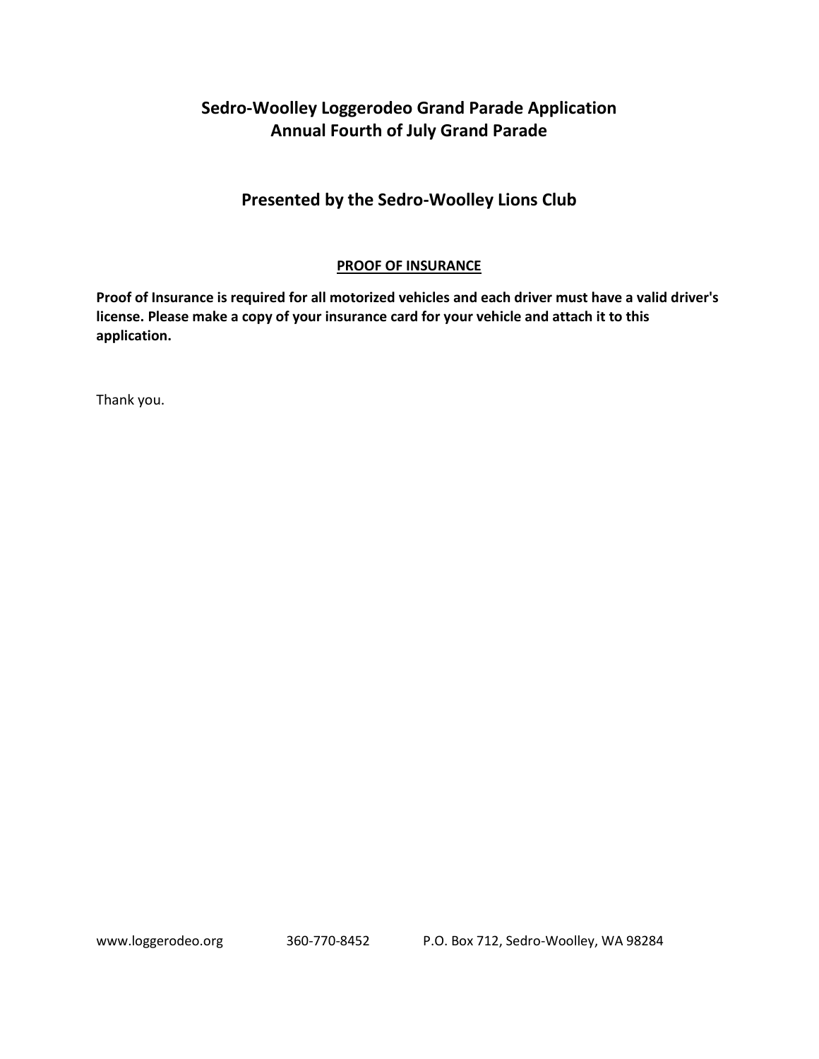# Sedro-Woolley Loggerodeo Grand Parade Application
# Annual Fourth of July Grand Parade

## Presented by the Sedro-Woolley Lions Club

### PROOF OF INSURANCE

**Proof of Insurance is required for all motorized vehicles and each driver must have a valid driver's license. Please make a copy of your insurance card for your vehicle and attach it to this application.**

Thank you.

www.loggerodeo.org 360-770-8452 P.O. Box 712, Sedro-Woolley, WA 98284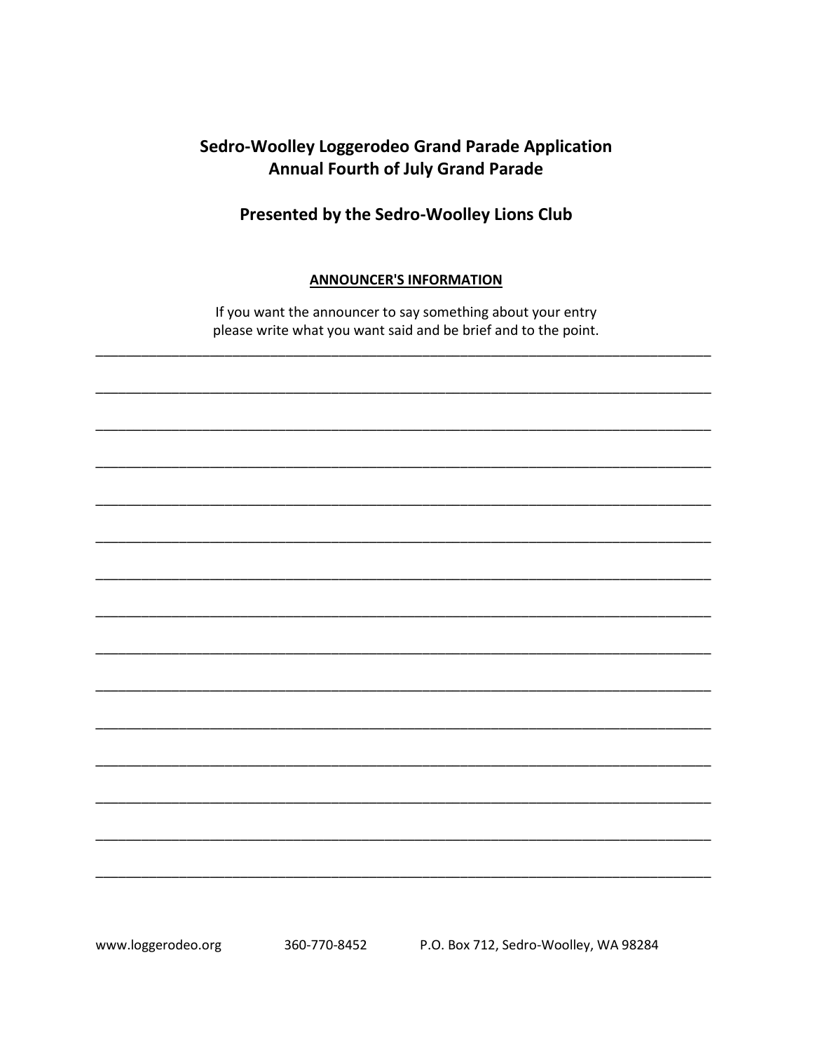# Sedro-Woolley Loggerodeo Grand Parade Application
## Annual Fourth of July Grand Parade

## Presented by the Sedro-Woolley Lions Club

**ANNOUNCER'S INFORMATION**

If you want the announcer to say something about your entry please write what you want said and be brief and to the point.

_______________________________________________________________________________

_______________________________________________________________________________

_______________________________________________________________________________

_______________________________________________________________________________

_______________________________________________________________________________

_______________________________________________________________________________

_______________________________________________________________________________

_______________________________________________________________________________

_______________________________________________________________________________

_______________________________________________________________________________

_______________________________________________________________________________

_______________________________________________________________________________

_______________________________________________________________________________

_______________________________________________________________________________

_______________________________________________________________________________

www.loggerodeo.org 360-770-8452 P.O. Box 712, Sedro-Woolley, WA 98284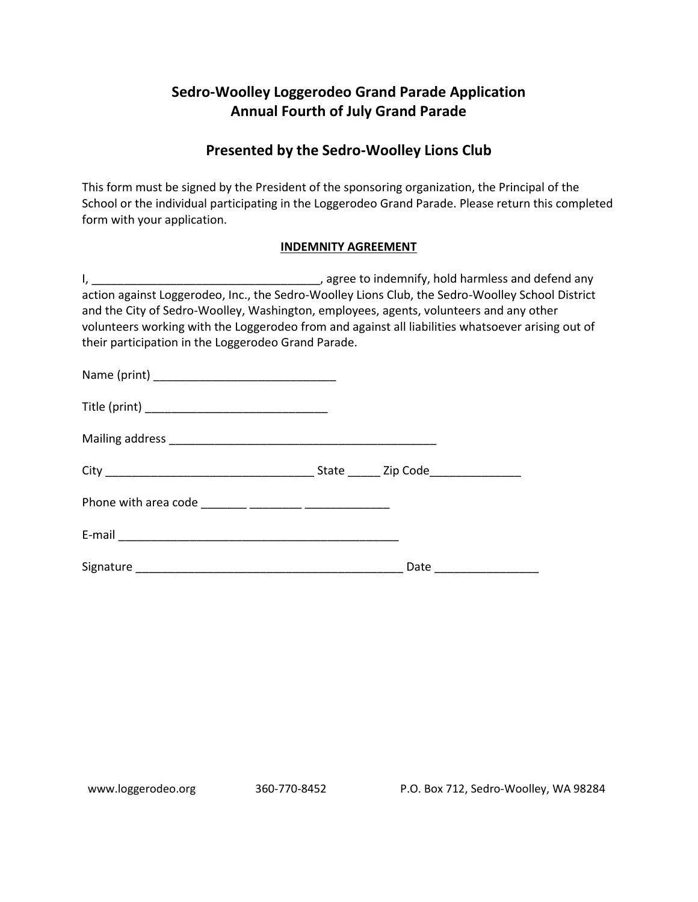# Sedro-Woolley Loggerodeo Grand Parade Application
## Annual Fourth of July Grand Parade

## Presented by the Sedro-Woolley Lions Club

This form must be signed by the President of the sponsoring organization, the Principal of the School or the individual participating in the Loggerodeo Grand Parade. Please return this completed form with your application.

**INDEMNITY AGREEMENT**

I, ___________________________________, agree to indemnify, hold harmless and defend any action against Loggerodeo, Inc., the Sedro-Woolley Lions Club, the Sedro-Woolley School District and the City of Sedro-Woolley, Washington, employees, agents, volunteers and any other volunteers working with the Loggerodeo from and against all liabilities whatsoever arising out of their participation in the Loggerodeo Grand Parade.

Name (print) ___________________________

Title (print) ___________________________

Mailing address ________________________________________

City _______________________________ State _____ Zip Code_____________

Phone with area code _______ ________ _____________

E-mail __________________________________________

Signature ________________________________________ Date ________________

www.loggerodeo.org 360-770-8452 P.O. Box 712, Sedro-Woolley, WA 98284